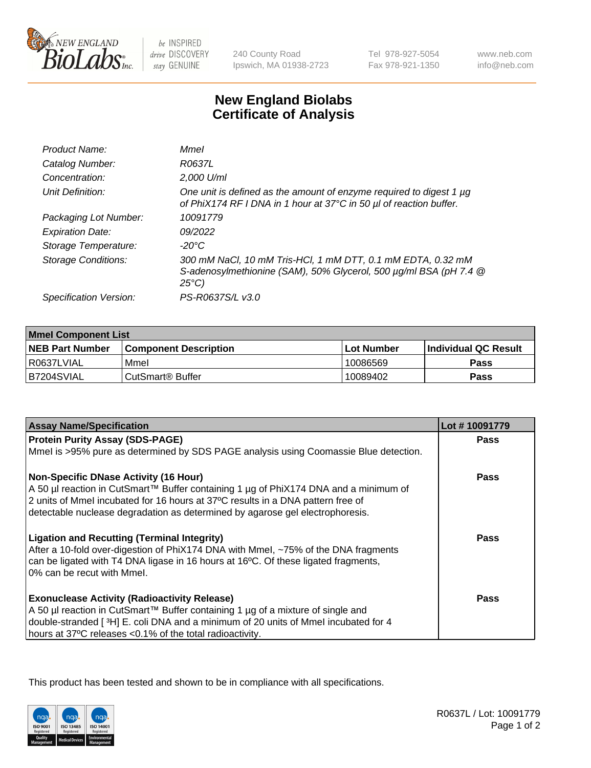New England BioLabs Inc. — be INSPIRED drive DISCOVERY stay GENUINE

240 County Road
Ipswich, MA 01938-2723

Tel 978-927-5054
Fax 978-921-1350

www.neb.com
info@neb.com

# New England Biolabs
# Certificate of Analysis

| | |
|---|---|
| *Product Name:* | *MmeI* |
| *Catalog Number:* | *R0637L* |
| *Concentration:* | *2,000 U/ml* |
| *Unit Definition:* | *One unit is defined as the amount of enzyme required to digest 1 µg of PhiX174 RF I DNA in 1 hour at 37°C in 50 µl of reaction buffer.* |
| *Packaging Lot Number:* | *10091779* |
| *Expiration Date:* | *09/2022* |
| *Storage Temperature:* | *-20°C* |
| *Storage Conditions:* | *300 mM NaCl, 10 mM Tris-HCl, 1 mM DTT, 0.1 mM EDTA, 0.32 mM S-adenosylmethionine (SAM), 50% Glycerol, 500 µg/ml BSA (pH 7.4 @ 25°C)* |
| *Specification Version:* | *PS-R0637S/L v3.0* |

| **MmeI Component List** | | | |
|---|---|---|---|
| **NEB Part Number** | **Component Description** | **Lot Number** | **Individual QC Result** |
| R0637LVIAL | MmeI | 10086569 | **Pass** |
| B7204SVIAL | CutSmart® Buffer | 10089402 | **Pass** |

| **Assay Name/Specification** | **Lot # 10091779** |
|---|---|
| **Protein Purity Assay (SDS-PAGE)** MmeI is >95% pure as determined by SDS PAGE analysis using Coomassie Blue detection. | **Pass** |
| **Non-Specific DNase Activity (16 Hour)** A 50 µl reaction in CutSmart™ Buffer containing 1 µg of PhiX174 DNA and a minimum of 2 units of MmeI incubated for 16 hours at 37ºC results in a DNA pattern free of detectable nuclease degradation as determined by agarose gel electrophoresis. | **Pass** |
| **Ligation and Recutting (Terminal Integrity)** After a 10-fold over-digestion of PhiX174 DNA with MmeI, ~75% of the DNA fragments can be ligated with T4 DNA ligase in 16 hours at 16ºC. Of these ligated fragments, 0% can be recut with MmeI. | **Pass** |
| **Exonuclease Activity (Radioactivity Release)** A 50 µl reaction in CutSmart™ Buffer containing 1 µg of a mixture of single and double-stranded [ $^3$H] E. coli DNA and a minimum of 20 units of MmeI incubated for 4 hours at 37ºC releases <0.1% of the total radioactivity. | **Pass** |

This product has been tested and shown to be in compliance with all specifications.

R0637L / Lot: 10091779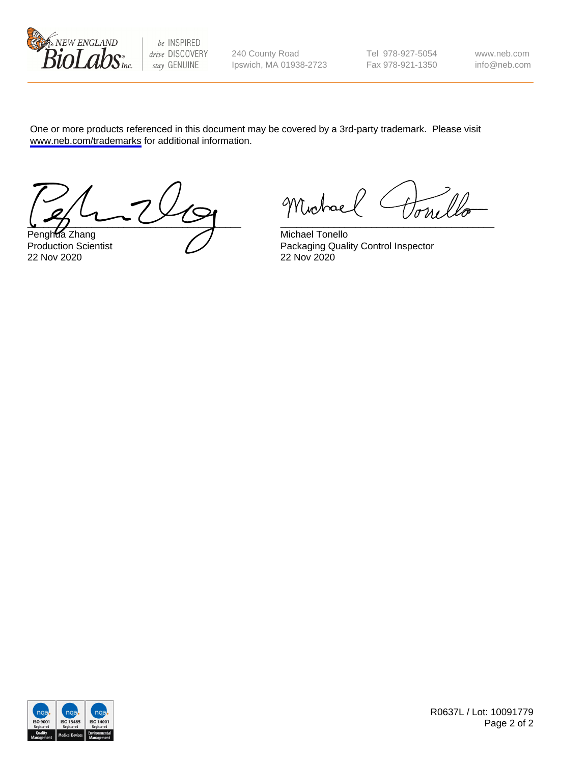One or more products referenced in this document may be covered by a 3rd-party trademark. Please visit www.neb.com/trademarks for additional information.

Penghua Zhang
Production Scientist
22 Nov 2020

Michael Tonello
Packaging Quality Control Inspector
22 Nov 2020

R0637L / Lot: 10091779